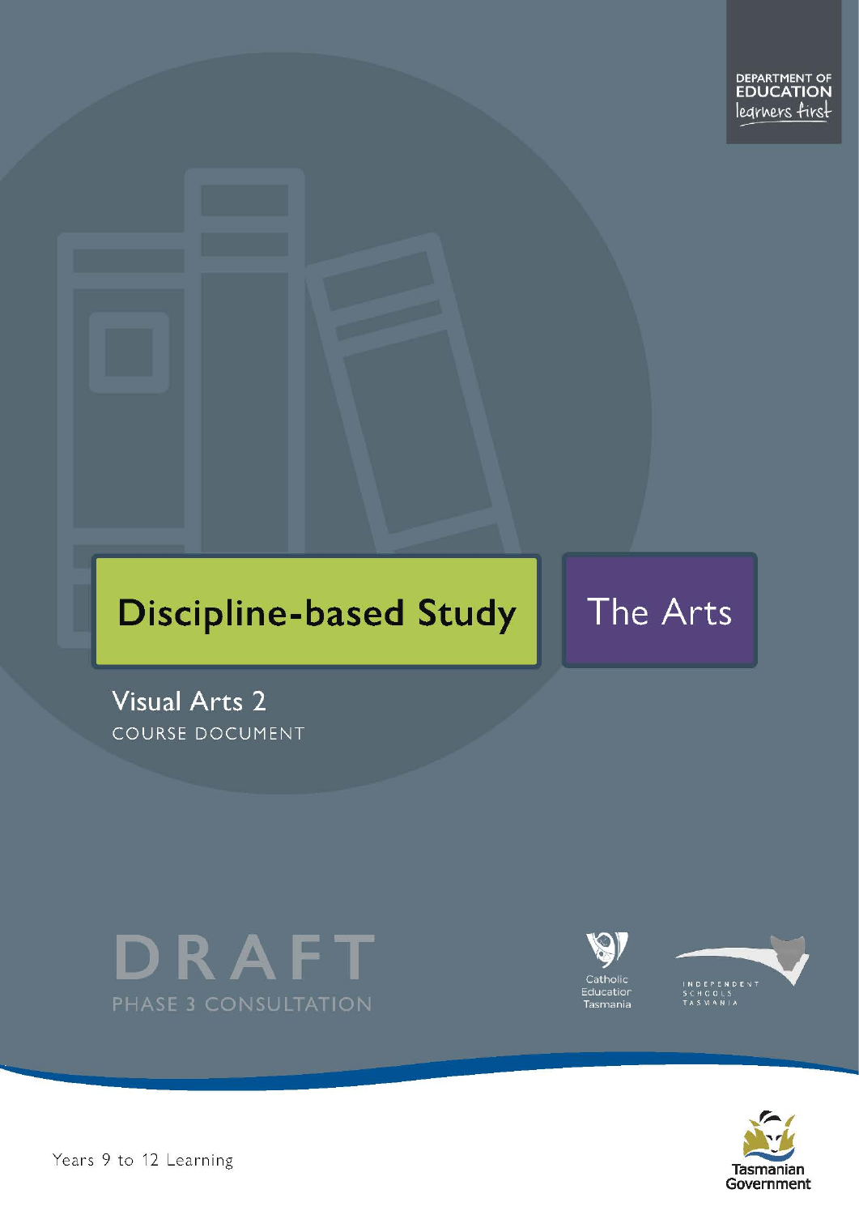DEPARTMENT OF EDUCATION
learners first

# Discipline-based Study

# The Arts

## Visual Arts 2

COURSE DOCUMENT

DRAFT

PHASE 3 CONSULTATION

Catholic Education Tasmania

INDEPENDENT SCHOOLS TASMANIA

Years 9 to 12 Learning

Tasmanian Government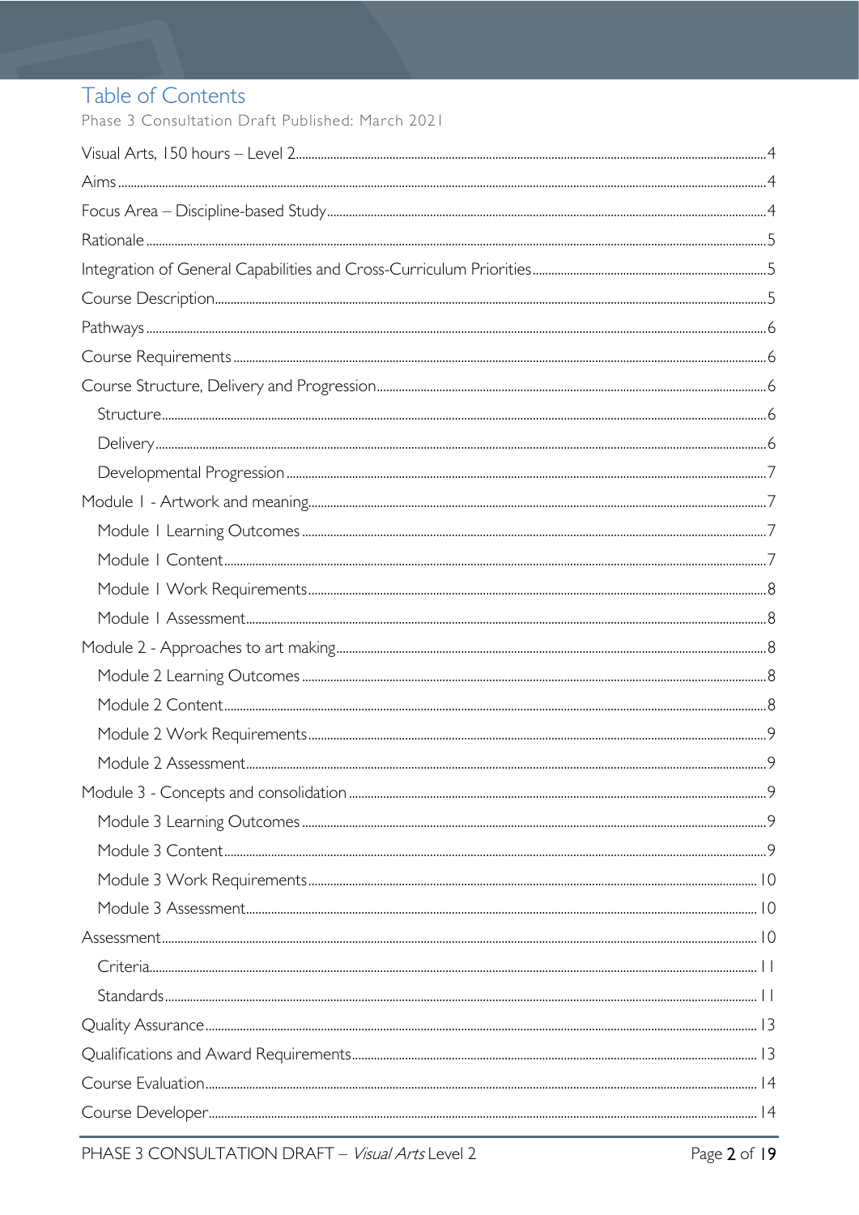# Table of Contents

Phase 3 Consultation Draft Published: March 2021

Visual Arts, 150 hours – Level 2 ..... 4

Aims ..... 4

Focus Area – Discipline-based Study ..... 4

Rationale ..... 5

Integration of General Capabilities and Cross-Curriculum Priorities ..... 5

Course Description ..... 5

Pathways ..... 6

Course Requirements ..... 6

Course Structure, Delivery and Progression ..... 6

- Structure ..... 6
- Delivery ..... 6
- Developmental Progression ..... 7

Module 1 - Artwork and meaning ..... 7

- Module 1 Learning Outcomes ..... 7
- Module 1 Content ..... 7
- Module 1 Work Requirements ..... 8
- Module 1 Assessment ..... 8

Module 2 - Approaches to art making ..... 8

- Module 2 Learning Outcomes ..... 8
- Module 2 Content ..... 8
- Module 2 Work Requirements ..... 9
- Module 2 Assessment ..... 9

Module 3 - Concepts and consolidation ..... 9

- Module 3 Learning Outcomes ..... 9
- Module 3 Content ..... 9
- Module 3 Work Requirements ..... 10
- Module 3 Assessment ..... 10

Assessment ..... 10

- Criteria ..... 11
- Standards ..... 11

Quality Assurance ..... 13

Qualifications and Award Requirements ..... 13

Course Evaluation ..... 14

Course Developer ..... 14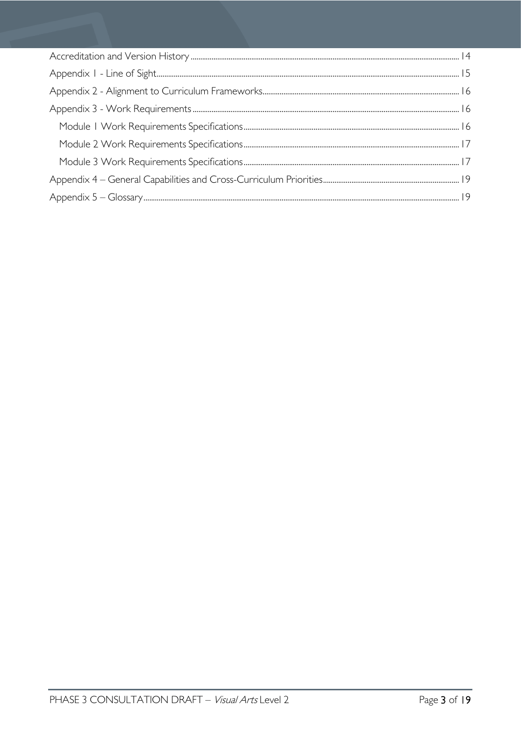Accreditation and Version History ........................................................................................................................................ 14

Appendix 1 - Line of Sight........................................................................................................................................................ 15

Appendix 2 - Alignment to Curriculum Frameworks.............................................................................................................. 16

Appendix 3 - Work Requirements ........................................................................................................................................... 16

- Module 1 Work Requirements Specifications...................................................................................................... 16
- Module 2 Work Requirements Specifications...................................................................................................... 17
- Module 3 Work Requirements Specifications...................................................................................................... 17

Appendix 4 – General Capabilities and Cross-Curriculum Priorities....................................................................................... 19

Appendix 5 – Glossary.............................................................................................................................................................. 19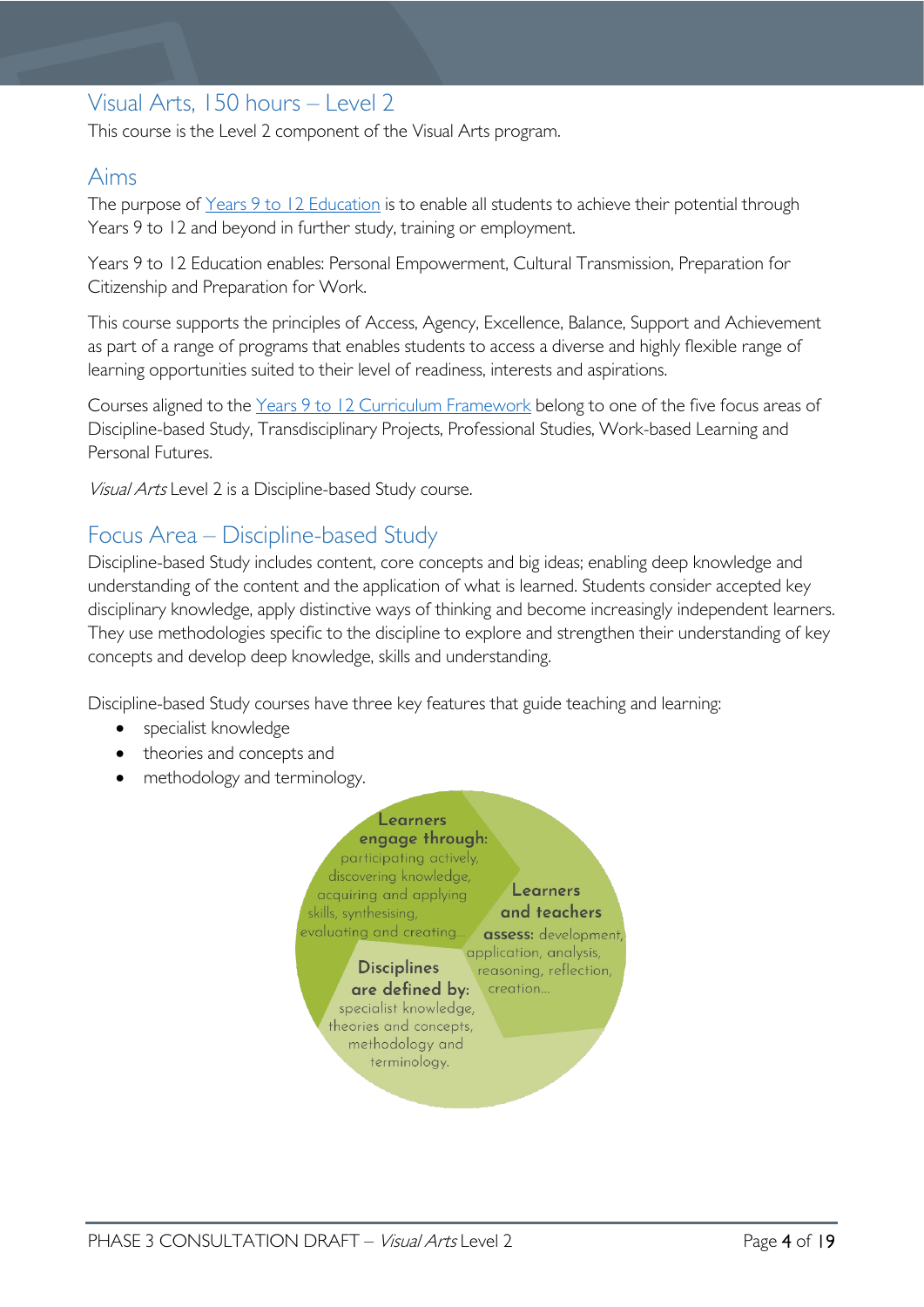## Visual Arts, 150 hours – Level 2

This course is the Level 2 component of the Visual Arts program.

## Aims

The purpose of [Years 9 to 12 Education](#) is to enable all students to achieve their potential through Years 9 to 12 and beyond in further study, training or employment.

Years 9 to 12 Education enables: Personal Empowerment, Cultural Transmission, Preparation for Citizenship and Preparation for Work.

This course supports the principles of Access, Agency, Excellence, Balance, Support and Achievement as part of a range of programs that enables students to access a diverse and highly flexible range of learning opportunities suited to their level of readiness, interests and aspirations.

Courses aligned to the [Years 9 to 12 Curriculum Framework](#) belong to one of the five focus areas of Discipline-based Study, Transdisciplinary Projects, Professional Studies, Work-based Learning and Personal Futures.

*Visual Arts* Level 2 is a Discipline-based Study course.

## Focus Area – Discipline-based Study

Discipline-based Study includes content, core concepts and big ideas; enabling deep knowledge and understanding of the content and the application of what is learned. Students consider accepted key disciplinary knowledge, apply distinctive ways of thinking and become increasingly independent learners. They use methodologies specific to the discipline to explore and strengthen their understanding of key concepts and develop deep knowledge, skills and understanding.

Discipline-based Study courses have three key features that guide teaching and learning:

- specialist knowledge
- theories and concepts and
- methodology and terminology.

**Learners engage through:** participating actively, discovering knowledge, acquiring and applying skills, synthesising, evaluating and creating…

**Learners and teachers assess:** development, application, analysis, reasoning, reflection, creation…

**Disciplines are defined by:** specialist knowledge, theories and concepts, methodology and terminology.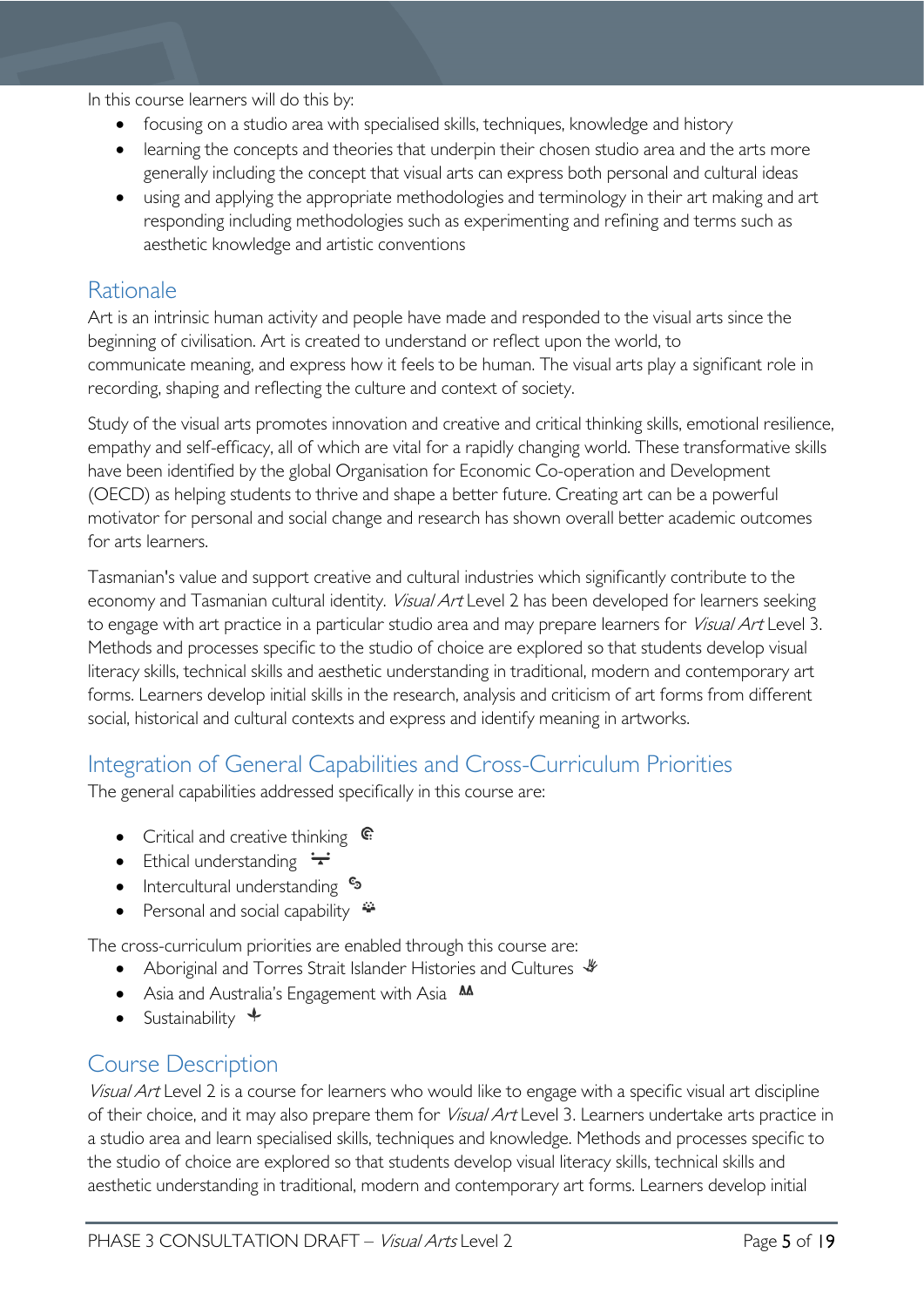In this course learners will do this by:

- focusing on a studio area with specialised skills, techniques, knowledge and history
- learning the concepts and theories that underpin their chosen studio area and the arts more generally including the concept that visual arts can express both personal and cultural ideas
- using and applying the appropriate methodologies and terminology in their art making and art responding including methodologies such as experimenting and refining and terms such as aesthetic knowledge and artistic conventions

## Rationale

Art is an intrinsic human activity and people have made and responded to the visual arts since the beginning of civilisation. Art is created to understand or reflect upon the world, to communicate meaning, and express how it feels to be human. The visual arts play a significant role in recording, shaping and reflecting the culture and context of society.

Study of the visual arts promotes innovation and creative and critical thinking skills, emotional resilience, empathy and self-efficacy, all of which are vital for a rapidly changing world. These transformative skills have been identified by the global Organisation for Economic Co-operation and Development (OECD) as helping students to thrive and shape a better future. Creating art can be a powerful motivator for personal and social change and research has shown overall better academic outcomes for arts learners.

Tasmanian's value and support creative and cultural industries which significantly contribute to the economy and Tasmanian cultural identity. *Visual Art* Level 2 has been developed for learners seeking to engage with art practice in a particular studio area and may prepare learners for *Visual Art* Level 3. Methods and processes specific to the studio of choice are explored so that students develop visual literacy skills, technical skills and aesthetic understanding in traditional, modern and contemporary art forms. Learners develop initial skills in the research, analysis and criticism of art forms from different social, historical and cultural contexts and express and identify meaning in artworks.

## Integration of General Capabilities and Cross-Curriculum Priorities

The general capabilities addressed specifically in this course are:

- Critical and creative thinking
- Ethical understanding
- Intercultural understanding
- Personal and social capability

The cross-curriculum priorities are enabled through this course are:

- Aboriginal and Torres Strait Islander Histories and Cultures
- Asia and Australia's Engagement with Asia
- Sustainability

## Course Description

*Visual Art* Level 2 is a course for learners who would like to engage with a specific visual art discipline of their choice, and it may also prepare them for *Visual Art* Level 3. Learners undertake arts practice in a studio area and learn specialised skills, techniques and knowledge. Methods and processes specific to the studio of choice are explored so that students develop visual literacy skills, technical skills and aesthetic understanding in traditional, modern and contemporary art forms. Learners develop initial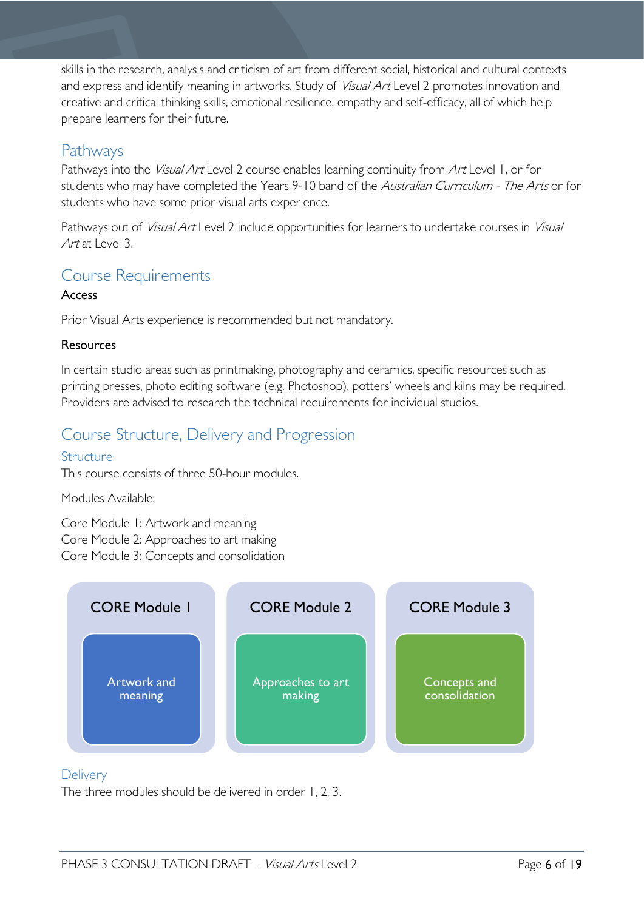skills in the research, analysis and criticism of art from different social, historical and cultural contexts and express and identify meaning in artworks. Study of *Visual Art* Level 2 promotes innovation and creative and critical thinking skills, emotional resilience, empathy and self-efficacy, all of which help prepare learners for their future.

## Pathways

Pathways into the *Visual Art* Level 2 course enables learning continuity from *Art* Level 1, or for students who may have completed the Years 9-10 band of the *Australian Curriculum - The Arts* or for students who have some prior visual arts experience.

Pathways out of *Visual Art* Level 2 include opportunities for learners to undertake courses in *Visual Art* at Level 3.

## Course Requirements

### Access

Prior Visual Arts experience is recommended but not mandatory.

### Resources

In certain studio areas such as printmaking, photography and ceramics, specific resources such as printing presses, photo editing software (e.g. Photoshop), potters' wheels and kilns may be required. Providers are advised to research the technical requirements for individual studios.

## Course Structure, Delivery and Progression

### Structure

This course consists of three 50-hour modules.

Modules Available:

Core Module 1: Artwork and meaning  
Core Module 2: Approaches to art making  
Core Module 3: Concepts and consolidation

| CORE Module 1 | CORE Module 2 | CORE Module 3 |
|---|---|---|
| Artwork and meaning | Approaches to art making | Concepts and consolidation |

### Delivery

The three modules should be delivered in order 1, 2, 3.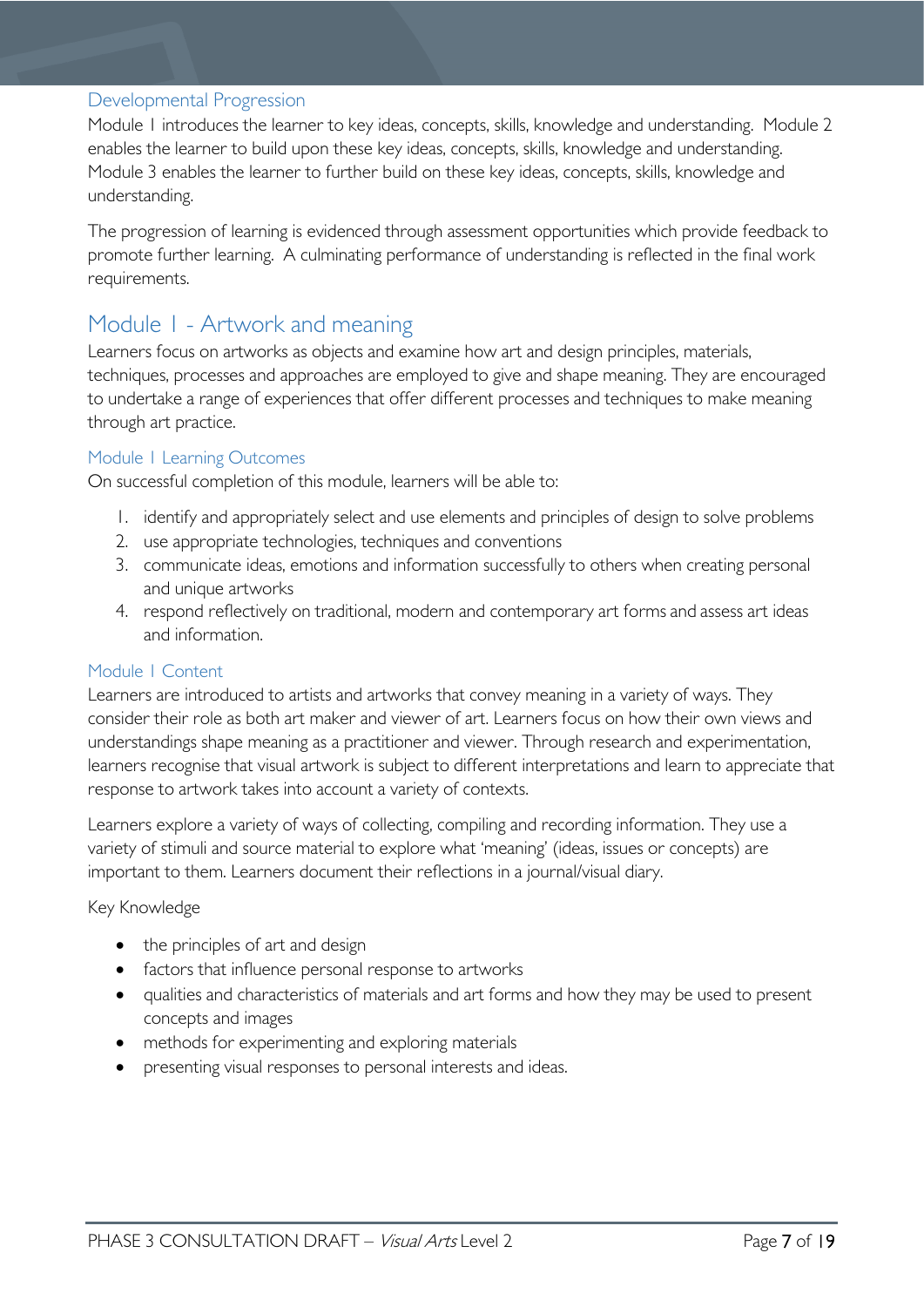### Developmental Progression

Module 1 introduces the learner to key ideas, concepts, skills, knowledge and understanding. Module 2 enables the learner to build upon these key ideas, concepts, skills, knowledge and understanding. Module 3 enables the learner to further build on these key ideas, concepts, skills, knowledge and understanding.

The progression of learning is evidenced through assessment opportunities which provide feedback to promote further learning. A culminating performance of understanding is reflected in the final work requirements.

## Module 1 - Artwork and meaning

Learners focus on artworks as objects and examine how art and design principles, materials, techniques, processes and approaches are employed to give and shape meaning. They are encouraged to undertake a range of experiences that offer different processes and techniques to make meaning through art practice.

### Module 1 Learning Outcomes

On successful completion of this module, learners will be able to:

1. identify and appropriately select and use elements and principles of design to solve problems
2. use appropriate technologies, techniques and conventions
3. communicate ideas, emotions and information successfully to others when creating personal and unique artworks
4. respond reflectively on traditional, modern and contemporary art forms and assess art ideas and information.

### Module 1 Content

Learners are introduced to artists and artworks that convey meaning in a variety of ways. They consider their role as both art maker and viewer of art. Learners focus on how their own views and understandings shape meaning as a practitioner and viewer. Through research and experimentation, learners recognise that visual artwork is subject to different interpretations and learn to appreciate that response to artwork takes into account a variety of contexts.

Learners explore a variety of ways of collecting, compiling and recording information. They use a variety of stimuli and source material to explore what 'meaning' (ideas, issues or concepts) are important to them. Learners document their reflections in a journal/visual diary.

Key Knowledge

- the principles of art and design
- factors that influence personal response to artworks
- qualities and characteristics of materials and art forms and how they may be used to present concepts and images
- methods for experimenting and exploring materials
- presenting visual responses to personal interests and ideas.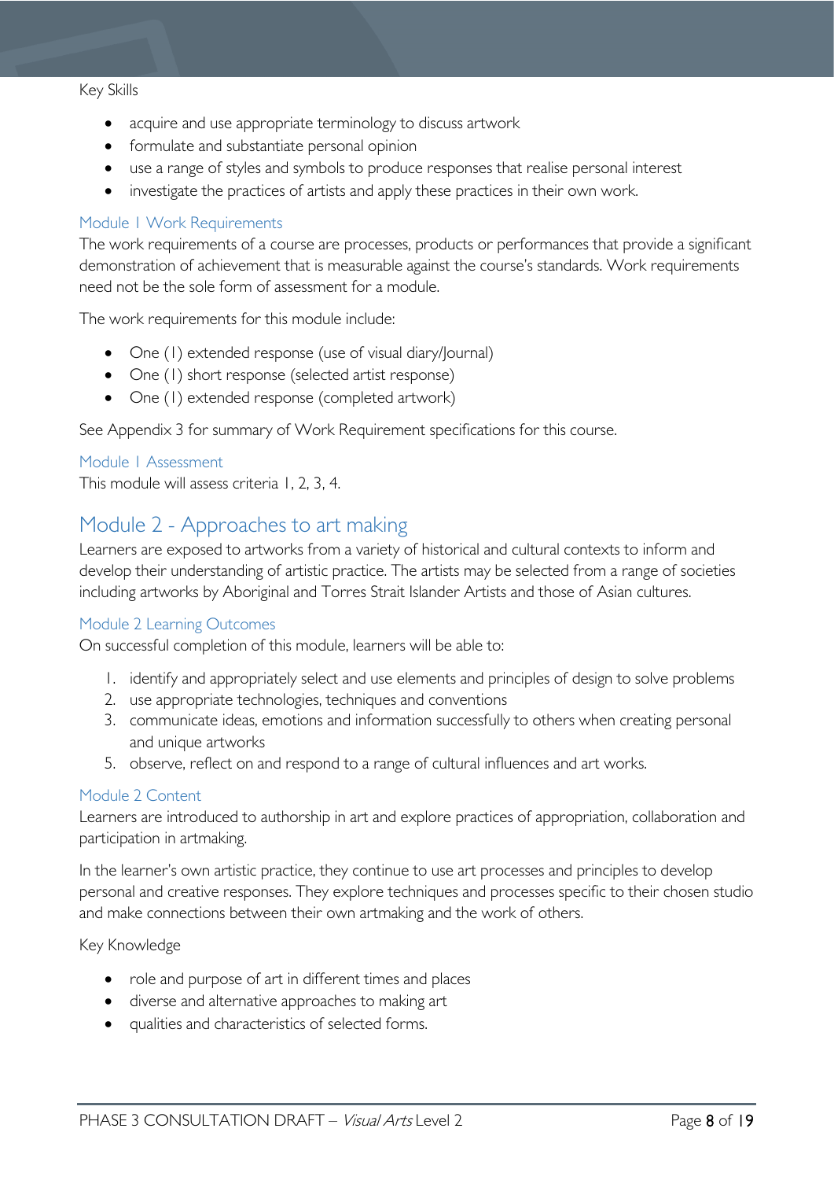Key Skills

- acquire and use appropriate terminology to discuss artwork
- formulate and substantiate personal opinion
- use a range of styles and symbols to produce responses that realise personal interest
- investigate the practices of artists and apply these practices in their own work.

### Module 1 Work Requirements

The work requirements of a course are processes, products or performances that provide a significant demonstration of achievement that is measurable against the course's standards. Work requirements need not be the sole form of assessment for a module.

The work requirements for this module include:

- One (1) extended response (use of visual diary/Journal)
- One (1) short response (selected artist response)
- One (1) extended response (completed artwork)

See Appendix 3 for summary of Work Requirement specifications for this course.

### Module 1 Assessment

This module will assess criteria 1, 2, 3, 4.

## Module 2 - Approaches to art making

Learners are exposed to artworks from a variety of historical and cultural contexts to inform and develop their understanding of artistic practice. The artists may be selected from a range of societies including artworks by Aboriginal and Torres Strait Islander Artists and those of Asian cultures.

### Module 2 Learning Outcomes

On successful completion of this module, learners will be able to:

1. identify and appropriately select and use elements and principles of design to solve problems
2. use appropriate technologies, techniques and conventions
3. communicate ideas, emotions and information successfully to others when creating personal and unique artworks
5. observe, reflect on and respond to a range of cultural influences and art works.

### Module 2 Content

Learners are introduced to authorship in art and explore practices of appropriation, collaboration and participation in artmaking.

In the learner's own artistic practice, they continue to use art processes and principles to develop personal and creative responses. They explore techniques and processes specific to their chosen studio and make connections between their own artmaking and the work of others.

Key Knowledge

- role and purpose of art in different times and places
- diverse and alternative approaches to making art
- qualities and characteristics of selected forms.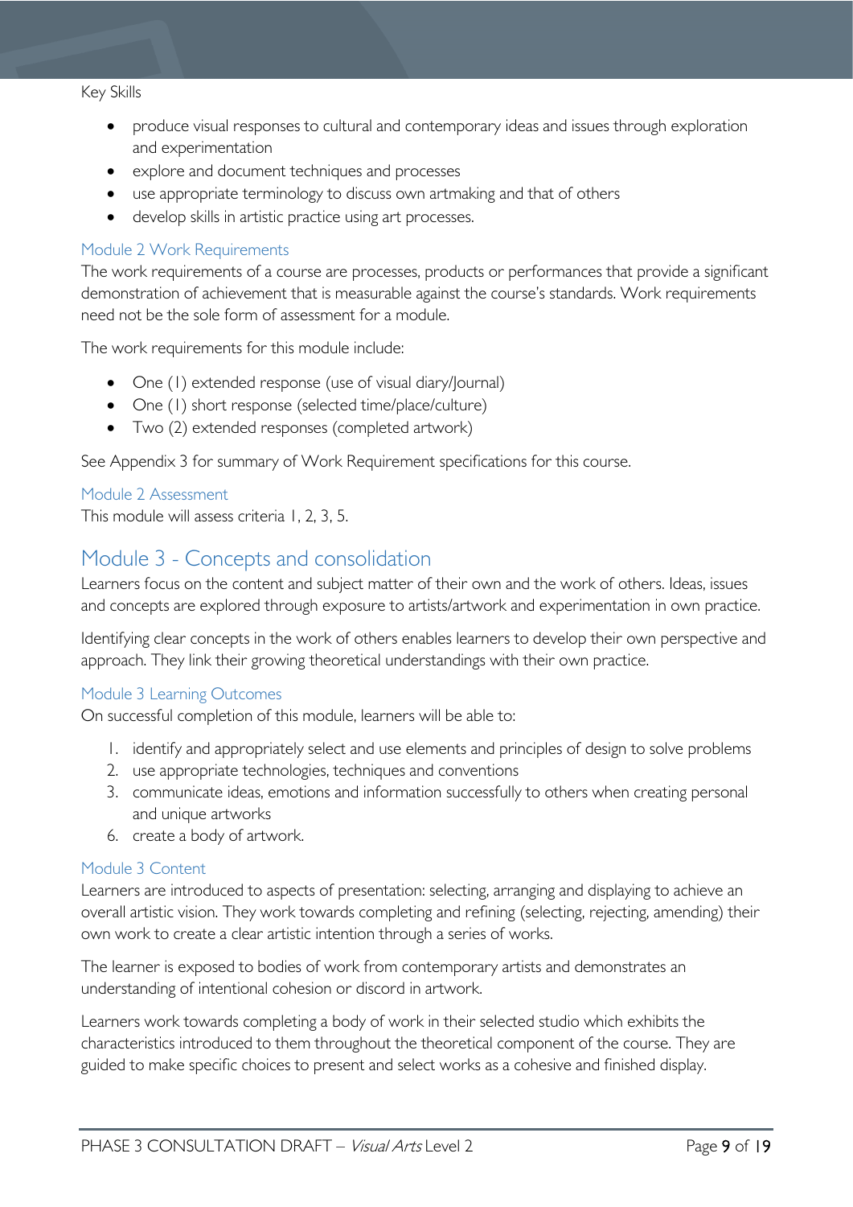Key Skills

- produce visual responses to cultural and contemporary ideas and issues through exploration and experimentation
- explore and document techniques and processes
- use appropriate terminology to discuss own artmaking and that of others
- develop skills in artistic practice using art processes.

### Module 2 Work Requirements

The work requirements of a course are processes, products or performances that provide a significant demonstration of achievement that is measurable against the course's standards. Work requirements need not be the sole form of assessment for a module.

The work requirements for this module include:

- One (1) extended response (use of visual diary/Journal)
- One (1) short response (selected time/place/culture)
- Two (2) extended responses (completed artwork)

See Appendix 3 for summary of Work Requirement specifications for this course.

### Module 2 Assessment

This module will assess criteria 1, 2, 3, 5.

## Module 3 - Concepts and consolidation

Learners focus on the content and subject matter of their own and the work of others. Ideas, issues and concepts are explored through exposure to artists/artwork and experimentation in own practice.

Identifying clear concepts in the work of others enables learners to develop their own perspective and approach. They link their growing theoretical understandings with their own practice.

### Module 3 Learning Outcomes

On successful completion of this module, learners will be able to:

1. identify and appropriately select and use elements and principles of design to solve problems
2. use appropriate technologies, techniques and conventions
3. communicate ideas, emotions and information successfully to others when creating personal and unique artworks
6. create a body of artwork.

### Module 3 Content

Learners are introduced to aspects of presentation: selecting, arranging and displaying to achieve an overall artistic vision. They work towards completing and refining (selecting, rejecting, amending) their own work to create a clear artistic intention through a series of works.

The learner is exposed to bodies of work from contemporary artists and demonstrates an understanding of intentional cohesion or discord in artwork.

Learners work towards completing a body of work in their selected studio which exhibits the characteristics introduced to them throughout the theoretical component of the course. They are guided to make specific choices to present and select works as a cohesive and finished display.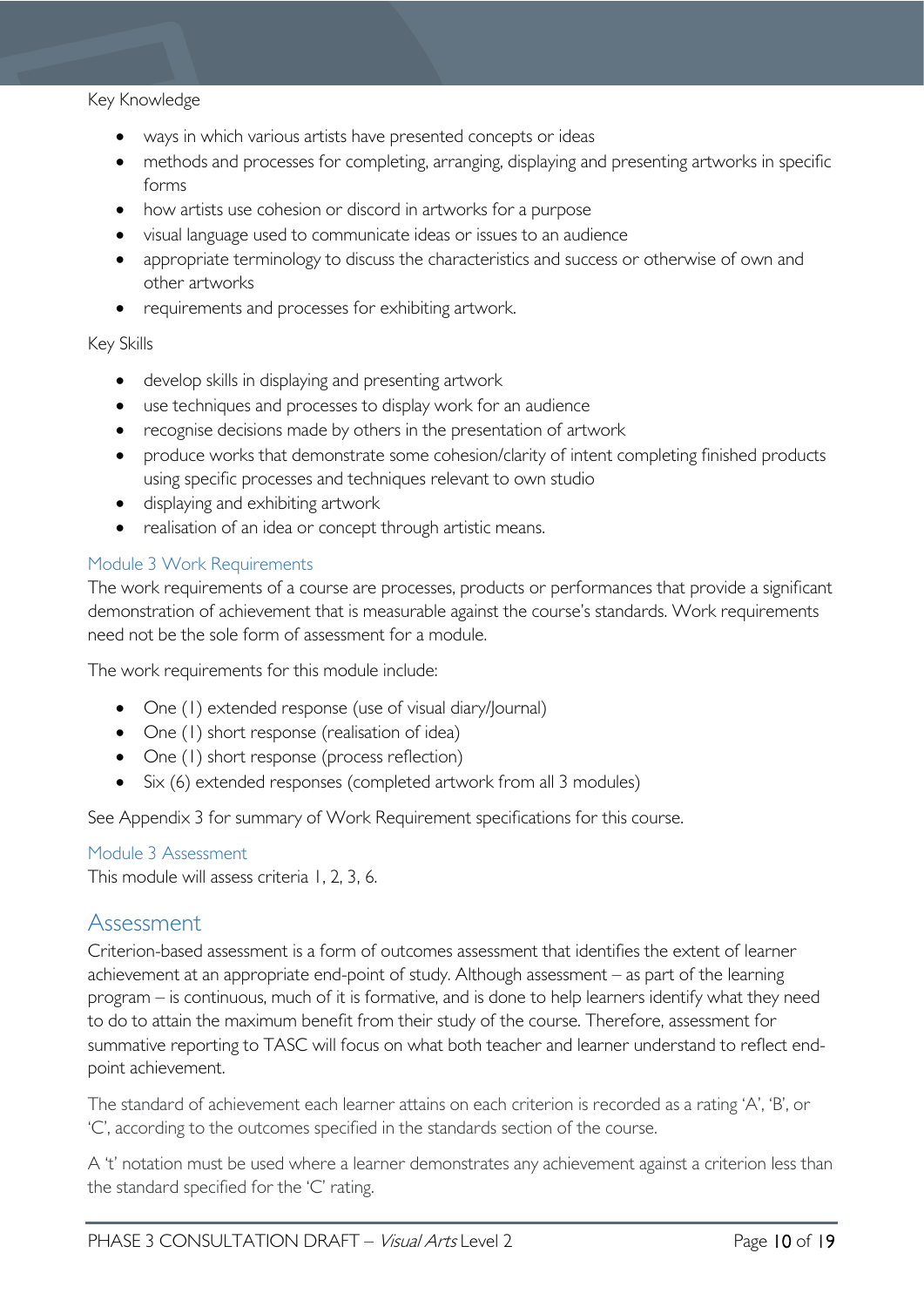Key Knowledge

- ways in which various artists have presented concepts or ideas
- methods and processes for completing, arranging, displaying and presenting artworks in specific forms
- how artists use cohesion or discord in artworks for a purpose
- visual language used to communicate ideas or issues to an audience
- appropriate terminology to discuss the characteristics and success or otherwise of own and other artworks
- requirements and processes for exhibiting artwork.

Key Skills

- develop skills in displaying and presenting artwork
- use techniques and processes to display work for an audience
- recognise decisions made by others in the presentation of artwork
- produce works that demonstrate some cohesion/clarity of intent completing finished products using specific processes and techniques relevant to own studio
- displaying and exhibiting artwork
- realisation of an idea or concept through artistic means.

### Module 3 Work Requirements

The work requirements of a course are processes, products or performances that provide a significant demonstration of achievement that is measurable against the course's standards. Work requirements need not be the sole form of assessment for a module.

The work requirements for this module include:

- One (1) extended response (use of visual diary/Journal)
- One (1) short response (realisation of idea)
- One (1) short response (process reflection)
- Six (6) extended responses (completed artwork from all 3 modules)

See Appendix 3 for summary of Work Requirement specifications for this course.

### Module 3 Assessment

This module will assess criteria 1, 2, 3, 6.

## Assessment

Criterion-based assessment is a form of outcomes assessment that identifies the extent of learner achievement at an appropriate end-point of study. Although assessment – as part of the learning program – is continuous, much of it is formative, and is done to help learners identify what they need to do to attain the maximum benefit from their study of the course. Therefore, assessment for summative reporting to TASC will focus on what both teacher and learner understand to reflect end-point achievement.

The standard of achievement each learner attains on each criterion is recorded as a rating 'A', 'B', or 'C', according to the outcomes specified in the standards section of the course.

A 't' notation must be used where a learner demonstrates any achievement against a criterion less than the standard specified for the 'C' rating.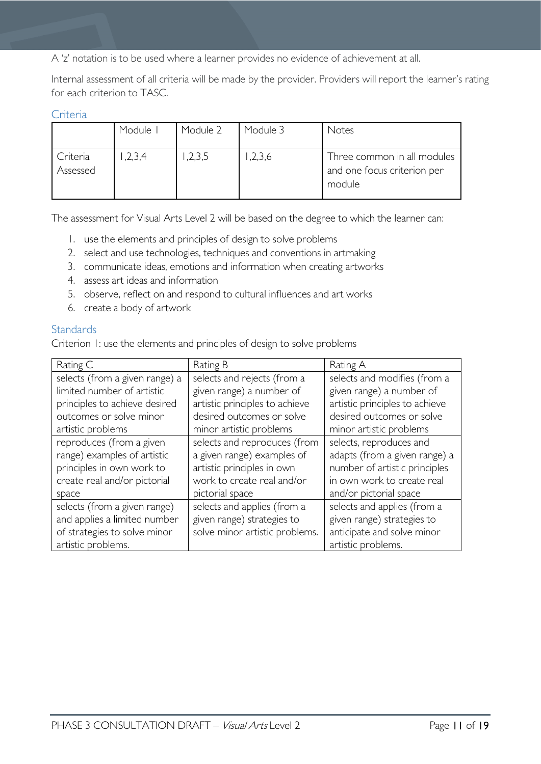A 'z' notation is to be used where a learner provides no evidence of achievement at all.

Internal assessment of all criteria will be made by the provider. Providers will report the learner's rating for each criterion to TASC.

## Criteria

| | Module 1 | Module 2 | Module 3 | Notes |
|---|---|---|---|---|
| Criteria Assessed | 1,2,3,4 | 1,2,3,5 | 1,2,3,6 | Three common in all modules and one focus criterion per module |

The assessment for Visual Arts Level 2 will be based on the degree to which the learner can:

1. use the elements and principles of design to solve problems
2. select and use technologies, techniques and conventions in artmaking
3. communicate ideas, emotions and information when creating artworks
4. assess art ideas and information
5. observe, reflect on and respond to cultural influences and art works
6. create a body of artwork

## Standards

Criterion 1: use the elements and principles of design to solve problems

| Rating C | Rating B | Rating A |
|---|---|---|
| selects (from a given range) a limited number of artistic principles to achieve desired outcomes or solve minor artistic problems | selects and rejects (from a given range) a number of artistic principles to achieve desired outcomes or solve minor artistic problems | selects and modifies (from a given range) a number of artistic principles to achieve desired outcomes or solve minor artistic problems |
| reproduces (from a given range) examples of artistic principles in own work to create real and/or pictorial space | selects and reproduces (from a given range) examples of artistic principles in own work to create real and/or pictorial space | selects, reproduces and adapts (from a given range) a number of artistic principles in own work to create real and/or pictorial space |
| selects (from a given range) and applies a limited number of strategies to solve minor artistic problems. | selects and applies (from a given range) strategies to solve minor artistic problems. | selects and applies (from a given range) strategies to anticipate and solve minor artistic problems. |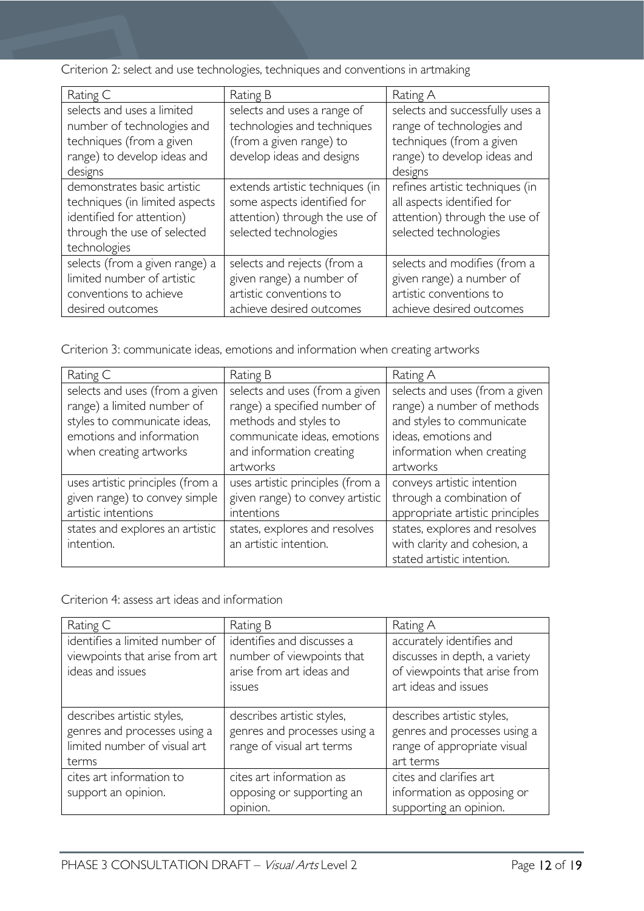Criterion 2: select and use technologies, techniques and conventions in artmaking

| Rating C | Rating B | Rating A |
| --- | --- | --- |
| selects and uses a limited number of technologies and techniques (from a given range) to develop ideas and designs | selects and uses a range of technologies and techniques (from a given range) to develop ideas and designs | selects and successfully uses a range of technologies and techniques (from a given range) to develop ideas and designs |
| demonstrates basic artistic techniques (in limited aspects identified for attention) through the use of selected technologies | extends artistic techniques (in some aspects identified for attention) through the use of selected technologies | refines artistic techniques (in all aspects identified for attention) through the use of selected technologies |
| selects (from a given range) a limited number of artistic conventions to achieve desired outcomes | selects and rejects (from a given range) a number of artistic conventions to achieve desired outcomes | selects and modifies (from a given range) a number of artistic conventions to achieve desired outcomes |

Criterion 3: communicate ideas, emotions and information when creating artworks

| Rating C | Rating B | Rating A |
| --- | --- | --- |
| selects and uses (from a given range) a limited number of styles to communicate ideas, emotions and information when creating artworks | selects and uses (from a given range) a specified number of methods and styles to communicate ideas, emotions and information creating artworks | selects and uses (from a given range) a number of methods and styles to communicate ideas, emotions and information when creating artworks |
| uses artistic principles (from a given range) to convey simple artistic intentions | uses artistic principles (from a given range) to convey artistic intentions | conveys artistic intention through a combination of appropriate artistic principles |
| states and explores an artistic intention. | states, explores and resolves an artistic intention. | states, explores and resolves with clarity and cohesion, a stated artistic intention. |

Criterion 4: assess art ideas and information

| Rating C | Rating B | Rating A |
| --- | --- | --- |
| identifies a limited number of viewpoints that arise from art ideas and issues | identifies and discusses a number of viewpoints that arise from art ideas and issues | accurately identifies and discusses in depth, a variety of viewpoints that arise from art ideas and issues |
| describes artistic styles, genres and processes using a limited number of visual art terms | describes artistic styles, genres and processes using a range of visual art terms | describes artistic styles, genres and processes using a range of appropriate visual art terms |
| cites art information to support an opinion. | cites art information as opposing or supporting an opinion. | cites and clarifies art information as opposing or supporting an opinion. |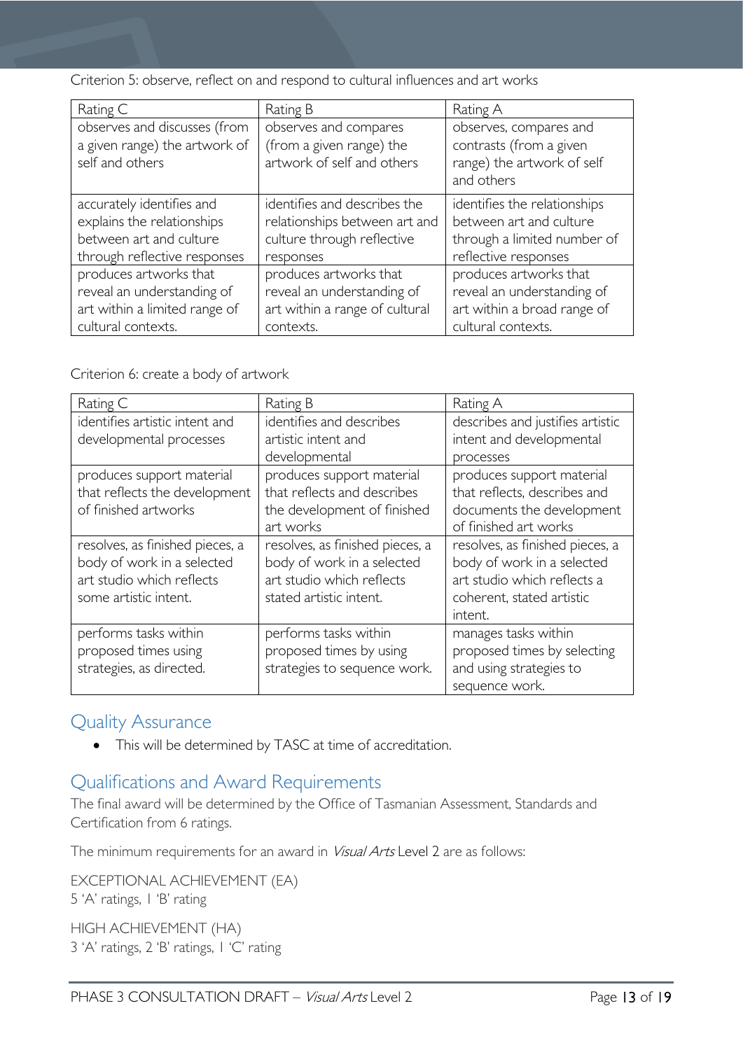Criterion 5: observe, reflect on and respond to cultural influences and art works

| Rating C | Rating B | Rating A |
|---|---|---|
| observes and discusses (from a given range) the artwork of self and others | observes and compares (from a given range) the artwork of self and others | observes, compares and contrasts (from a given range) the artwork of self and others |
| accurately identifies and explains the relationships between art and culture through reflective responses | identifies and describes the relationships between art and culture through reflective responses | identifies the relationships between art and culture through a limited number of reflective responses |
| produces artworks that reveal an understanding of art within a limited range of cultural contexts. | produces artworks that reveal an understanding of art within a range of cultural contexts. | produces artworks that reveal an understanding of art within a broad range of cultural contexts. |

Criterion 6: create a body of artwork

| Rating C | Rating B | Rating A |
|---|---|---|
| identifies artistic intent and developmental processes | identifies and describes artistic intent and developmental | describes and justifies artistic intent and developmental processes |
| produces support material that reflects the development of finished artworks | produces support material that reflects and describes the development of finished art works | produces support material that reflects, describes and documents the development of finished art works |
| resolves, as finished pieces, a body of work in a selected art studio which reflects some artistic intent. | resolves, as finished pieces, a body of work in a selected art studio which reflects stated artistic intent. | resolves, as finished pieces, a body of work in a selected art studio which reflects a coherent, stated artistic intent. |
| performs tasks within proposed times using strategies, as directed. | performs tasks within proposed times by using strategies to sequence work. | manages tasks within proposed times by selecting and using strategies to sequence work. |

## Quality Assurance

- This will be determined by TASC at time of accreditation.

## Qualifications and Award Requirements

The final award will be determined by the Office of Tasmanian Assessment, Standards and Certification from 6 ratings.

The minimum requirements for an award in *Visual Arts* Level 2 are as follows:

EXCEPTIONAL ACHIEVEMENT (EA)
5 'A' ratings, 1 'B' rating

HIGH ACHIEVEMENT (HA)
3 'A' ratings, 2 'B' ratings, 1 'C' rating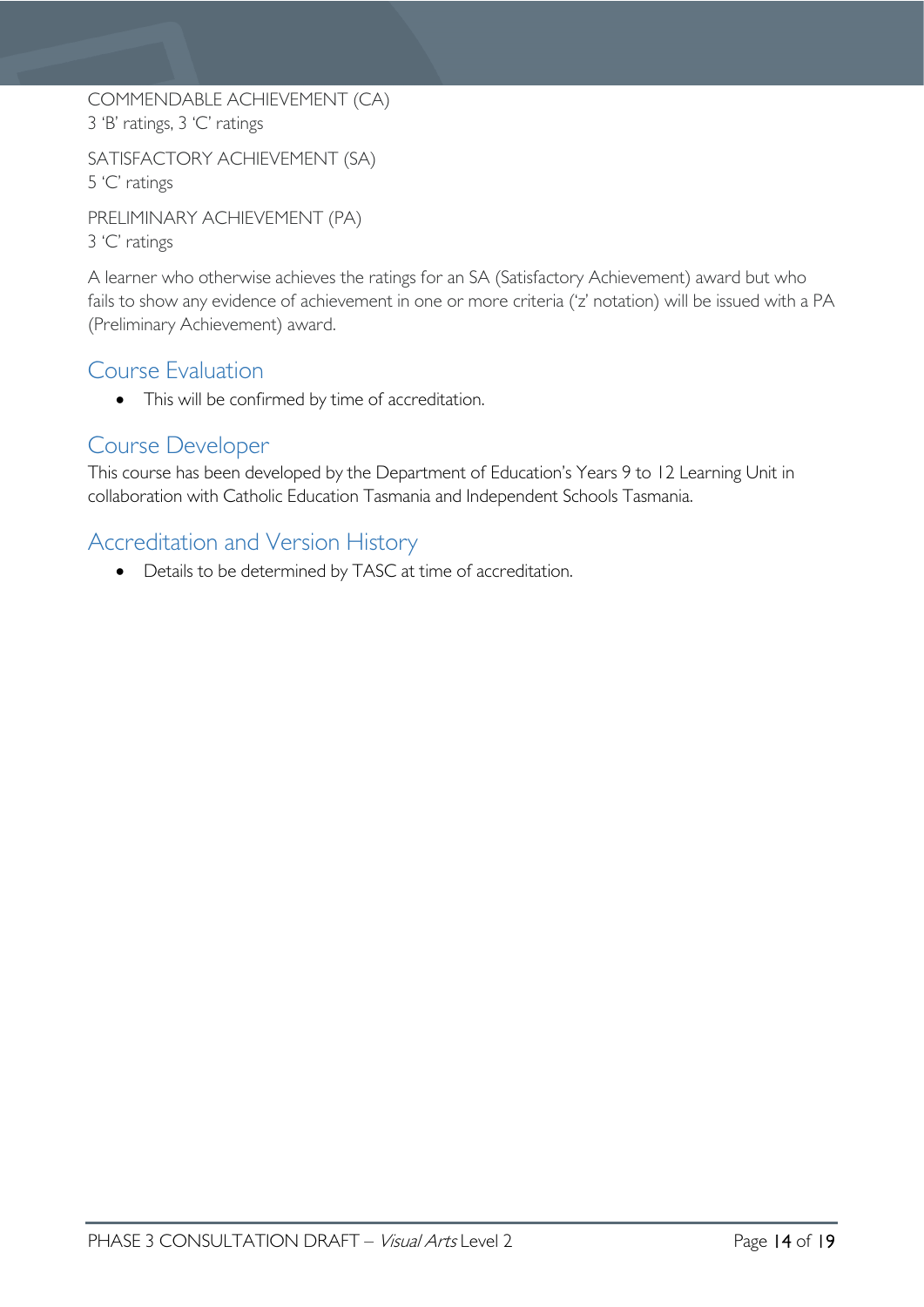COMMENDABLE ACHIEVEMENT (CA)
3 'B' ratings, 3 'C' ratings

SATISFACTORY ACHIEVEMENT (SA)
5 'C' ratings

PRELIMINARY ACHIEVEMENT (PA)
3 'C' ratings

A learner who otherwise achieves the ratings for an SA (Satisfactory Achievement) award but who fails to show any evidence of achievement in one or more criteria ('z' notation) will be issued with a PA (Preliminary Achievement) award.

## Course Evaluation

- This will be confirmed by time of accreditation.

## Course Developer

This course has been developed by the Department of Education's Years 9 to 12 Learning Unit in collaboration with Catholic Education Tasmania and Independent Schools Tasmania.

## Accreditation and Version History

- Details to be determined by TASC at time of accreditation.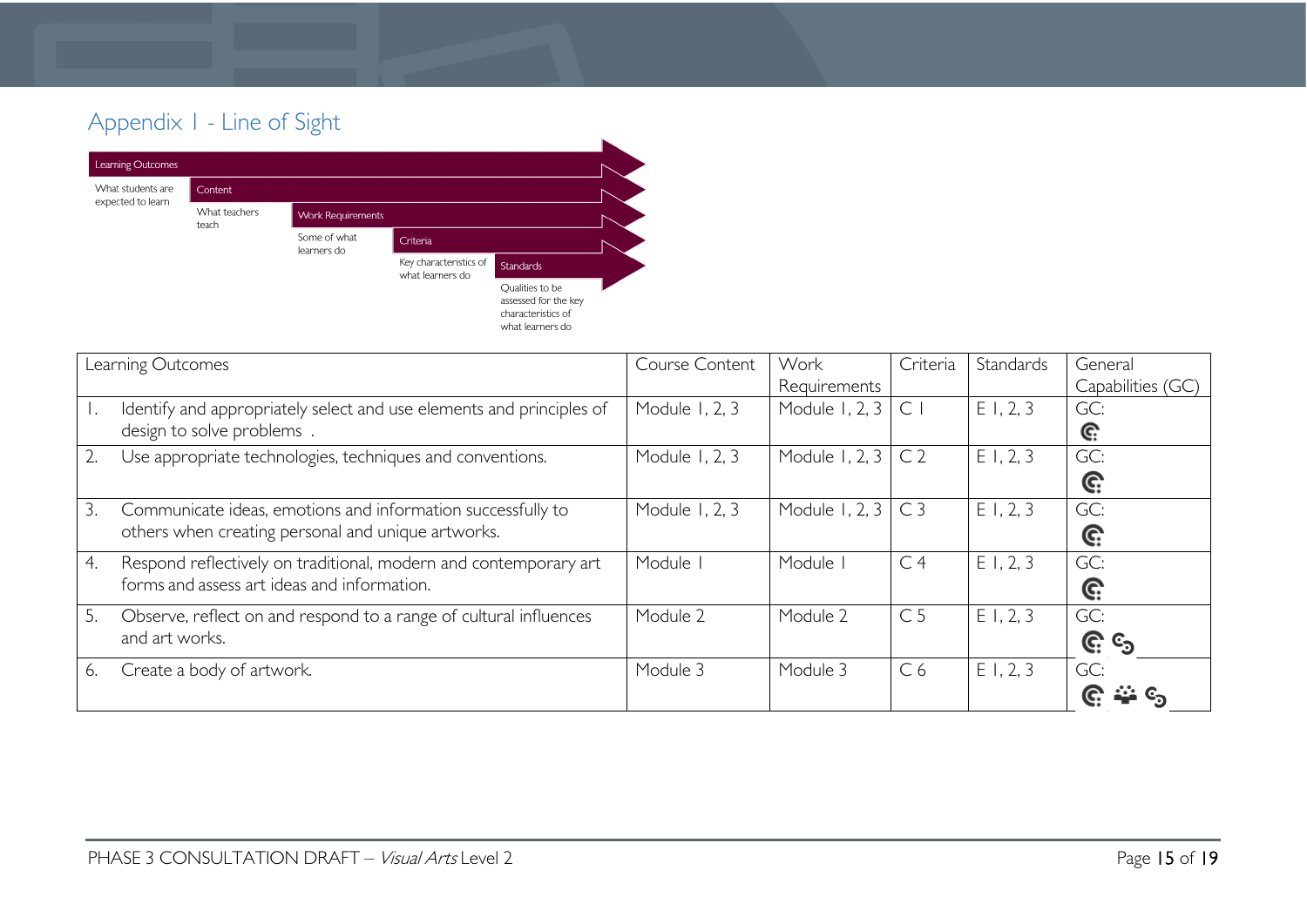## Appendix 1 - Line of Sight

Learning Outcomes – What students are expected to learn

Content – What teachers teach

Work Requirements – Some of what learners do

Criteria – Key characteristics of what learners do

Standards – Qualities to be assessed for the key characteristics of what learners do

| Learning Outcomes | Course Content | Work Requirements | Criteria | Standards | General Capabilities (GC) |
|---|---|---|---|---|---|
| 1. Identify and appropriately select and use elements and principles of design to solve problems . | Module 1, 2, 3 | Module 1, 2, 3 | C 1 | E 1, 2, 3 | GC: |
| 2. Use appropriate technologies, techniques and conventions. | Module 1, 2, 3 | Module 1, 2, 3 | C 2 | E 1, 2, 3 | GC: |
| 3. Communicate ideas, emotions and information successfully to others when creating personal and unique artworks. | Module 1, 2, 3 | Module 1, 2, 3 | C 3 | E 1, 2, 3 | GC: |
| 4. Respond reflectively on traditional, modern and contemporary art forms and assess art ideas and information. | Module 1 | Module 1 | C 4 | E 1, 2, 3 | GC: |
| 5. Observe, reflect on and respond to a range of cultural influences and art works. | Module 2 | Module 2 | C 5 | E 1, 2, 3 | GC: |
| 6. Create a body of artwork. | Module 3 | Module 3 | C 6 | E 1, 2, 3 | GC: |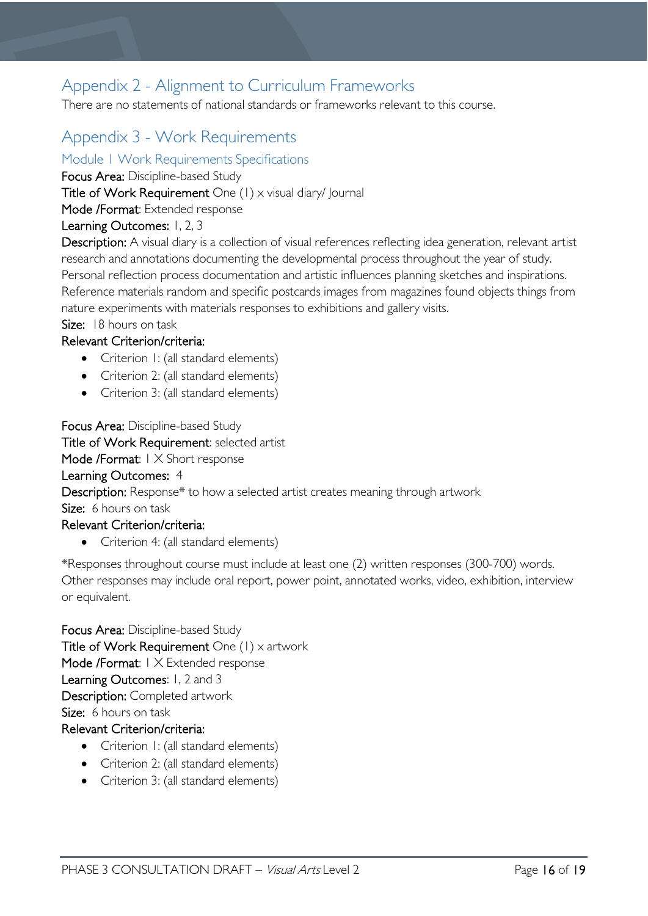## Appendix 2 - Alignment to Curriculum Frameworks

There are no statements of national standards or frameworks relevant to this course.

## Appendix 3 - Work Requirements

### Module 1 Work Requirements Specifications

**Focus Area:** Discipline-based Study

**Title of Work Requirement** One (1) x visual diary/ Journal

**Mode /Format**: Extended response

**Learning Outcomes:** 1, 2, 3

**Description:** A visual diary is a collection of visual references reflecting idea generation, relevant artist research and annotations documenting the developmental process throughout the year of study. Personal reflection process documentation and artistic influences planning sketches and inspirations. Reference materials random and specific postcards images from magazines found objects things from nature experiments with materials responses to exhibitions and gallery visits.

**Size:** 18 hours on task

**Relevant Criterion/criteria:**

- Criterion 1: (all standard elements)
- Criterion 2: (all standard elements)
- Criterion 3: (all standard elements)

**Focus Area:** Discipline-based Study

**Title of Work Requirement**: selected artist

**Mode /Format**: 1 X Short response

**Learning Outcomes:** 4

**Description:** Response* to how a selected artist creates meaning through artwork

**Size:** 6 hours on task

**Relevant Criterion/criteria:**

- Criterion 4: (all standard elements)

*Responses throughout course must include at least one (2) written responses (300-700) words. Other responses may include oral report, power point, annotated works, video, exhibition, interview or equivalent.

**Focus Area:** Discipline-based Study

**Title of Work Requirement** One (1) x artwork

**Mode /Format**: 1 X Extended response

**Learning Outcomes**: 1, 2 and 3

**Description:** Completed artwork

**Size:** 6 hours on task

**Relevant Criterion/criteria:**

- Criterion 1: (all standard elements)
- Criterion 2: (all standard elements)
- Criterion 3: (all standard elements)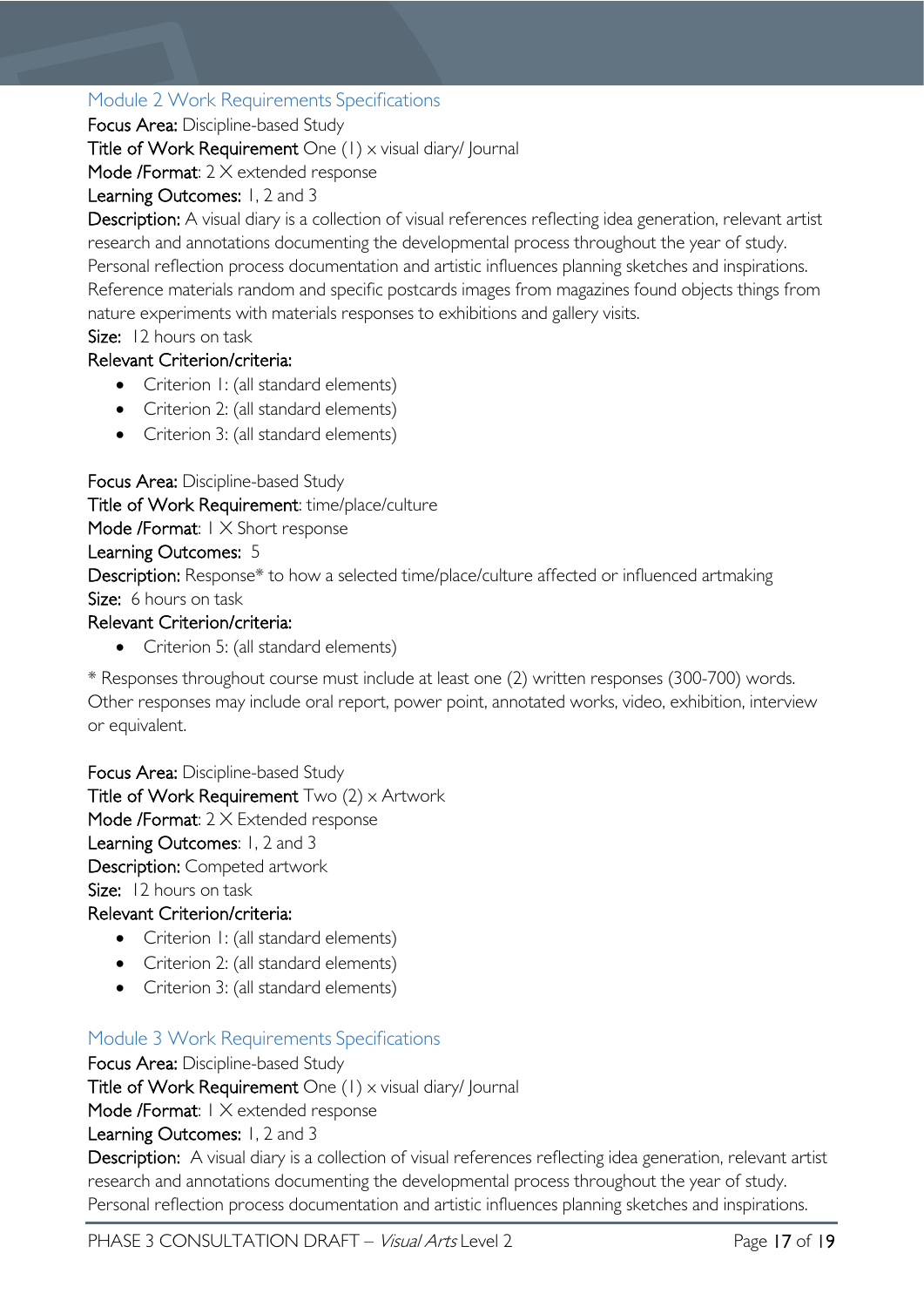## Module 2 Work Requirements Specifications

**Focus Area:** Discipline-based Study

**Title of Work Requirement** One (1) x visual diary/ Journal

**Mode /Format**: 2 X extended response

**Learning Outcomes:** 1, 2 and 3

**Description:** A visual diary is a collection of visual references reflecting idea generation, relevant artist research and annotations documenting the developmental process throughout the year of study. Personal reflection process documentation and artistic influences planning sketches and inspirations. Reference materials random and specific postcards images from magazines found objects things from nature experiments with materials responses to exhibitions and gallery visits.

**Size:** 12 hours on task

**Relevant Criterion/criteria:**

- Criterion 1: (all standard elements)
- Criterion 2: (all standard elements)
- Criterion 3: (all standard elements)

**Focus Area:** Discipline-based Study

**Title of Work Requirement**: time/place/culture

**Mode /Format**: 1 X Short response

**Learning Outcomes:** 5

**Description:** Response* to how a selected time/place/culture affected or influenced artmaking

**Size:** 6 hours on task

**Relevant Criterion/criteria:**

- Criterion 5: (all standard elements)

* Responses throughout course must include at least one (2) written responses (300-700) words. Other responses may include oral report, power point, annotated works, video, exhibition, interview or equivalent.

**Focus Area:** Discipline-based Study

**Title of Work Requirement** Two (2) x Artwork

**Mode /Format**: 2 X Extended response

**Learning Outcomes**: 1, 2 and 3

**Description:** Competed artwork

**Size:** 12 hours on task

**Relevant Criterion/criteria:**

- Criterion 1: (all standard elements)
- Criterion 2: (all standard elements)
- Criterion 3: (all standard elements)

## Module 3 Work Requirements Specifications

**Focus Area:** Discipline-based Study

**Title of Work Requirement** One (1) x visual diary/ Journal

**Mode /Format**: 1 X extended response

**Learning Outcomes:** 1, 2 and 3

**Description:** A visual diary is a collection of visual references reflecting idea generation, relevant artist research and annotations documenting the developmental process throughout the year of study. Personal reflection process documentation and artistic influences planning sketches and inspirations.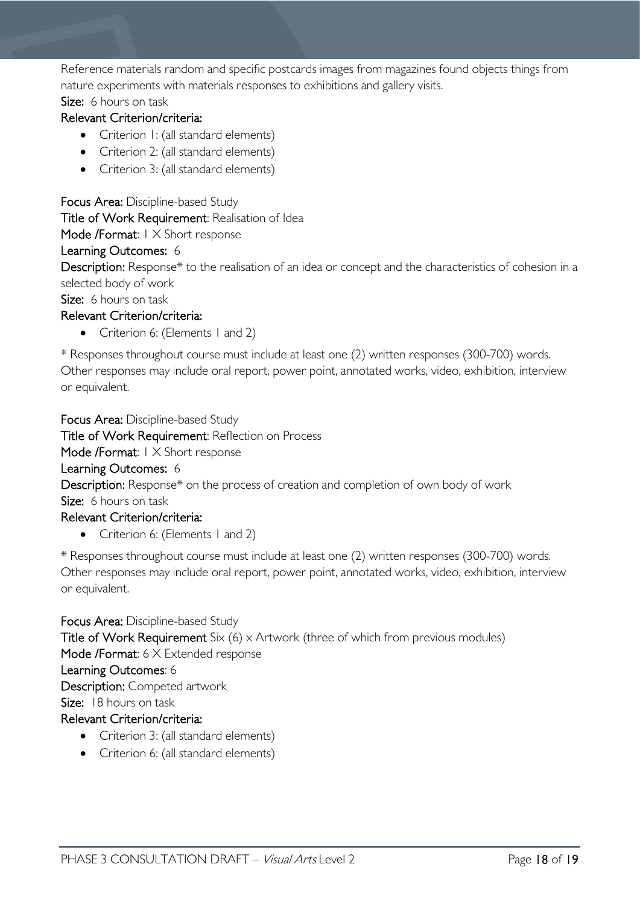Reference materials random and specific postcards images from magazines found objects things from nature experiments with materials responses to exhibitions and gallery visits.

**Size:** 6 hours on task

**Relevant Criterion/criteria:**

- Criterion 1: (all standard elements)
- Criterion 2: (all standard elements)
- Criterion 3: (all standard elements)

**Focus Area:** Discipline-based Study

**Title of Work Requirement**: Realisation of Idea

**Mode /Format**: 1 X Short response

**Learning Outcomes:** 6

**Description:** Response* to the realisation of an idea or concept and the characteristics of cohesion in a selected body of work

**Size:** 6 hours on task

**Relevant Criterion/criteria:**

- Criterion 6: (Elements 1 and 2)

* Responses throughout course must include at least one (2) written responses (300-700) words. Other responses may include oral report, power point, annotated works, video, exhibition, interview or equivalent.

**Focus Area:** Discipline-based Study

**Title of Work Requirement**: Reflection on Process

**Mode /Format**: 1 X Short response

**Learning Outcomes:** 6

**Description:** Response* on the process of creation and completion of own body of work

**Size:** 6 hours on task

**Relevant Criterion/criteria:**

- Criterion 6: (Elements 1 and 2)

* Responses throughout course must include at least one (2) written responses (300-700) words. Other responses may include oral report, power point, annotated works, video, exhibition, interview or equivalent.

**Focus Area:** Discipline-based Study

**Title of Work Requirement** Six (6) x Artwork (three of which from previous modules)

**Mode /Format**: 6 X Extended response

**Learning Outcomes**: 6

**Description:** Competed artwork

**Size:** 18 hours on task

**Relevant Criterion/criteria:**

- Criterion 3: (all standard elements)
- Criterion 6: (all standard elements)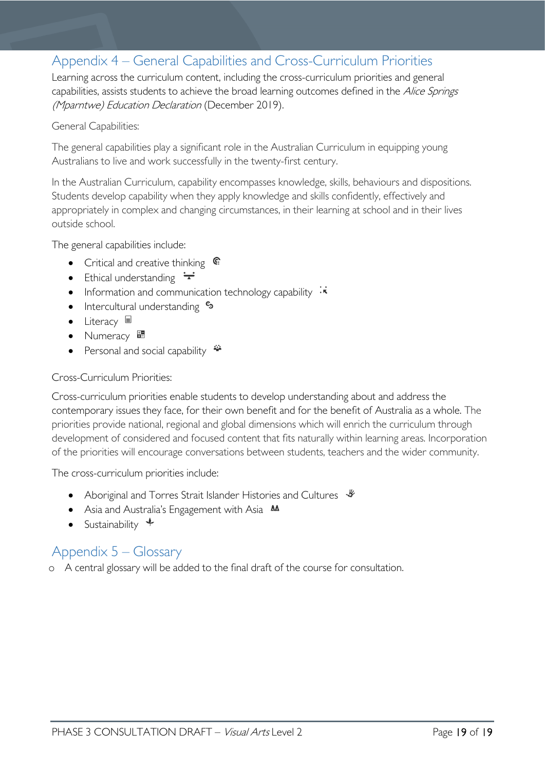## Appendix 4 – General Capabilities and Cross-Curriculum Priorities

Learning across the curriculum content, including the cross-curriculum priorities and general capabilities, assists students to achieve the broad learning outcomes defined in the *Alice Springs (Mparntwe) Education Declaration* (December 2019).

General Capabilities:

The general capabilities play a significant role in the Australian Curriculum in equipping young Australians to live and work successfully in the twenty-first century.

In the Australian Curriculum, capability encompasses knowledge, skills, behaviours and dispositions. Students develop capability when they apply knowledge and skills confidently, effectively and appropriately in complex and changing circumstances, in their learning at school and in their lives outside school.

The general capabilities include:

- Critical and creative thinking
- Ethical understanding
- Information and communication technology capability
- Intercultural understanding
- Literacy
- Numeracy
- Personal and social capability

Cross-Curriculum Priorities:

Cross-curriculum priorities enable students to develop understanding about and address the contemporary issues they face, for their own benefit and for the benefit of Australia as a whole. The priorities provide national, regional and global dimensions which will enrich the curriculum through development of considered and focused content that fits naturally within learning areas. Incorporation of the priorities will encourage conversations between students, teachers and the wider community.

The cross-curriculum priorities include:

- Aboriginal and Torres Strait Islander Histories and Cultures
- Asia and Australia's Engagement with Asia
- Sustainability

## Appendix 5 – Glossary

- A central glossary will be added to the final draft of the course for consultation.